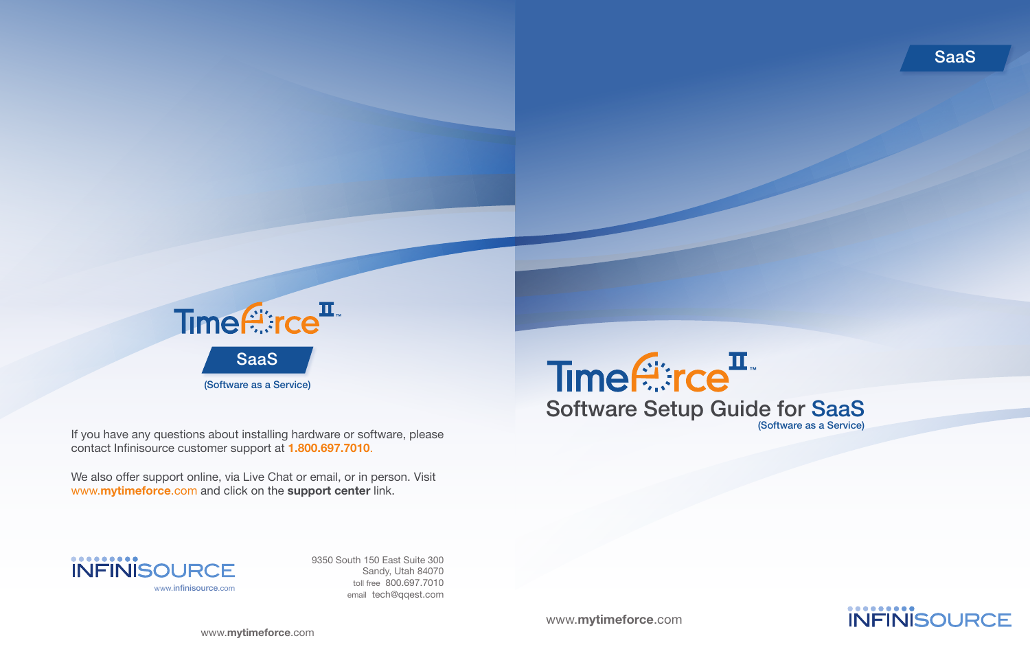SaaS

# TimeForce II™

## Software Setup Guide for SaaS

(Software as a Service)

www.mytimeforce.com

INFINISOURCE

---

TimeForce II™

**SaaS**

(Software as a Service)

If you have any questions about installing hardware or software, please contact Infinisource customer support at **1.800.697.7010**.

We also offer support online, via Live Chat or email, or in person. Visit www.**mytimeforce**.com and click on the **support center** link.

INFINISOURCE
www.infinisource.com

9350 South 150 East Suite 300
Sandy, Utah 84070
toll free 800.697.7010
email tech@qqest.com

www.**mytimeforce**.com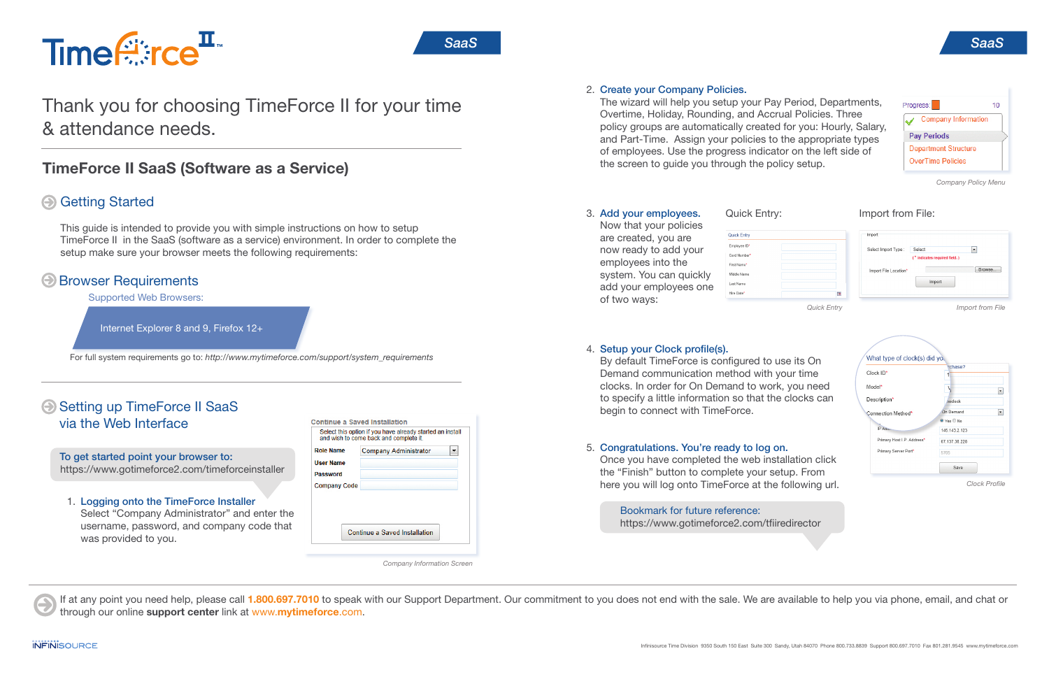# TimeForce II

SaaS

Thank you for choosing TimeForce II for your time & attendance needs.

## TimeForce II SaaS (Software as a Service)

### Getting Started

This guide is intended to provide you with simple instructions on how to setup TimeForce II in the SaaS (software as a service) environment. In order to complete the setup make sure your browser meets the following requirements:

### Browser Requirements

Supported Web Browsers:

Internet Explorer 8 and 9, Firefox 12+

For full system requirements go to: *http://www.mytimeforce.com/support/system_requirements*

### Setting up TimeForce II SaaS via the Web Interface

**To get started point your browser to:**
https://www.gotimeforce2.com/timeforceinstaller

1. **Logging onto the TimeForce Installer**
   Select "Company Administrator" and enter the username, password, and company code that was provided to you.

Continue a Saved Installation

Select this option if you have already started an install and wish to come back and complete it.

Role Name: Company Administrator
User Name
Password
Company Code

Continue a Saved Installation

*Company Information Screen*

SaaS

2. **Create your Company Policies.**
   The wizard will help you setup your Pay Period, Departments, Overtime, Holiday, Rounding, and Accrual Policies. Three policy groups are automatically created for you: Hourly, Salary, and Part-Time. Assign your policies to the appropriate types of employees. Use the progress indicator on the left side of the screen to guide you through the policy setup.

Progress: 10
Company Information
Pay Periods
Department Structure
OverTime Policies

*Company Policy Menu*

3. **Add your employees.**
   Now that your policies are created, you are now ready to add your employees into the system. You can quickly add your employees one of two ways:

Quick Entry:

*Quick Entry*

Import from File:

*Import from File*

4. **Setup your Clock profile(s).**
   By default TimeForce is configured to use its On Demand communication method with your time clocks. In order for On Demand to work, you need to specify a little information so that the clocks can begin to connect with TimeForce.

*Clock Profile*

5. **Congratulations. You're ready to log on.**
   Once you have completed the web installation click the "Finish" button to complete your setup. From here you will log onto TimeForce at the following url.

Bookmark for future reference:
https://www.gotimeforce2.com/tfiiredirector

If at any point you need help, please call **1.800.697.7010** to speak with our Support Department. Our commitment to you does not end with the sale. We are available to help you via phone, email, and chat or through our online **support center** link at www.**mytimeforce**.com.

INFINISOURCE

Infinisource Time Division 9350 South 150 East Suite 300 Sandy, Utah 84070 Phone 800.733.8839 Support 800.697.7010 Fax 801.281.9545 www.mytimeforce.com